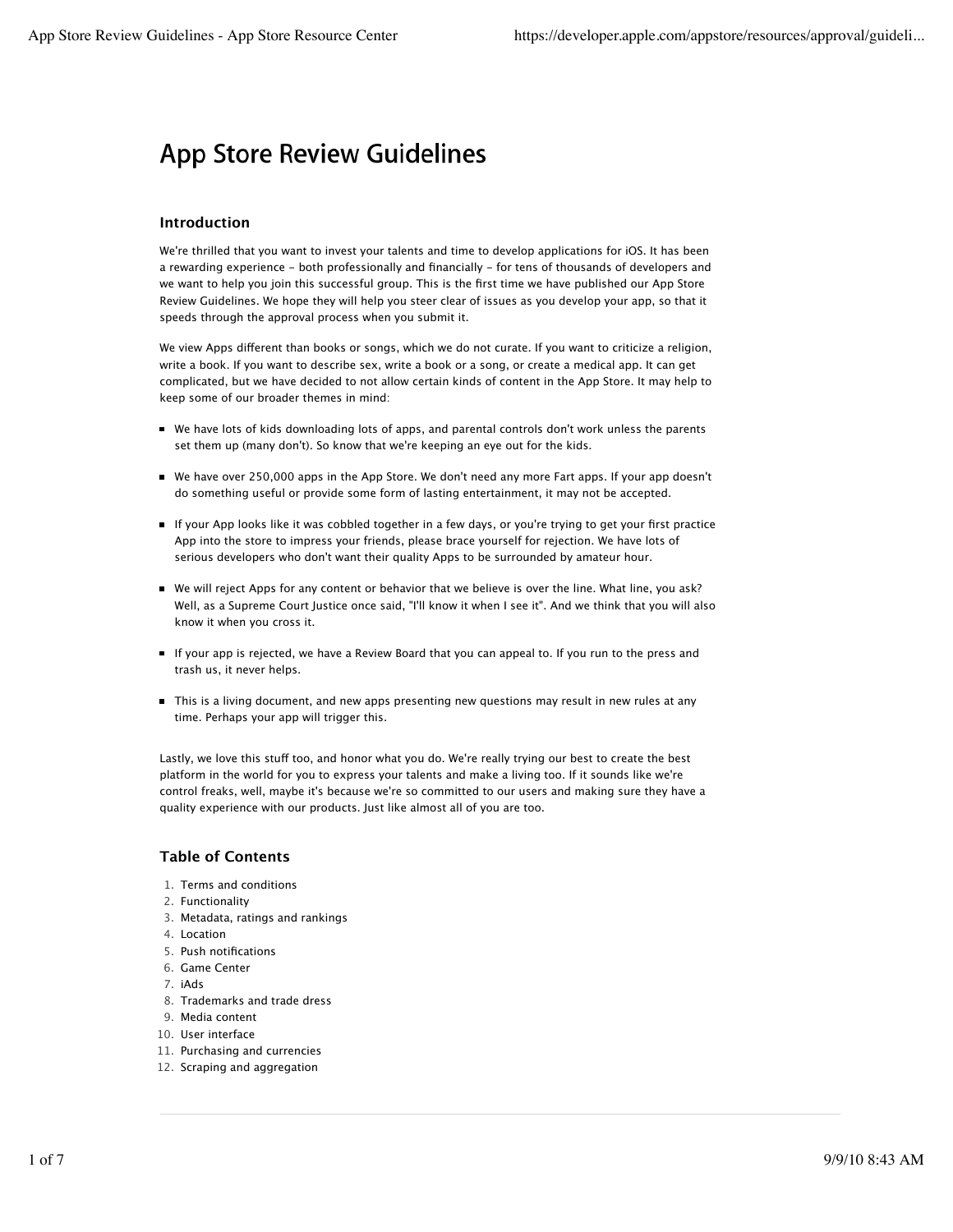# App Store Review Guidelines

## Introduction

We're thrilled that you want to invest your talents and time to develop applications for iOS. It has been a rewarding experience - both professionally and financially - for tens of thousands of developers and we want to help you join this successful group. This is the first time we have published our App Store Review Guidelines. We hope they will help you steer clear of issues as you develop your app, so that it speeds through the approval process when you submit it.

We view Apps different than books or songs, which we do not curate. If you want to criticize a religion, write a book. If you want to describe sex, write a book or a song, or create a medical app. It can get complicated, but we have decided to not allow certain kinds of content in the App Store. It may help to keep some of our broader themes in mind:

- We have lots of kids downloading lots of apps, and parental controls don't work unless the parents set them up (many don't). So know that we're keeping an eye out for the kids.
- We have over 250,000 apps in the App Store. We don't need any more Fart apps. If your app doesn't do something useful or provide some form of lasting entertainment, it may not be accepted.
- If your App looks like it was cobbled together in a few days, or you're trying to get your first practice App into the store to impress your friends, please brace yourself for rejection. We have lots of serious developers who don't want their quality Apps to be surrounded by amateur hour.
- We will reject Apps for any content or behavior that we believe is over the line. What line, you ask? Well, as a Supreme Court Justice once said, "I'll know it when I see it". And we think that you will also know it when you cross it.
- If your app is rejected, we have a Review Board that you can appeal to. If you run to the press and trash us, it never helps.
- This is a living document, and new apps presenting new questions may result in new rules at any time. Perhaps your app will trigger this.

Lastly, we love this stuff too, and honor what you do. We're really trying our best to create the best platform in the world for you to express your talents and make a living too. If it sounds like we're control freaks, well, maybe it's because we're so committed to our users and making sure they have a quality experience with our products. Just like almost all of you are too.

## Table of Contents

1. Terms and conditions
2. Functionality
3. Metadata, ratings and rankings
4. Location
5. Push notifications
6. Game Center
7. iAds
8. Trademarks and trade dress
9. Media content
10. User interface
11. Purchasing and currencies
12. Scraping and aggregation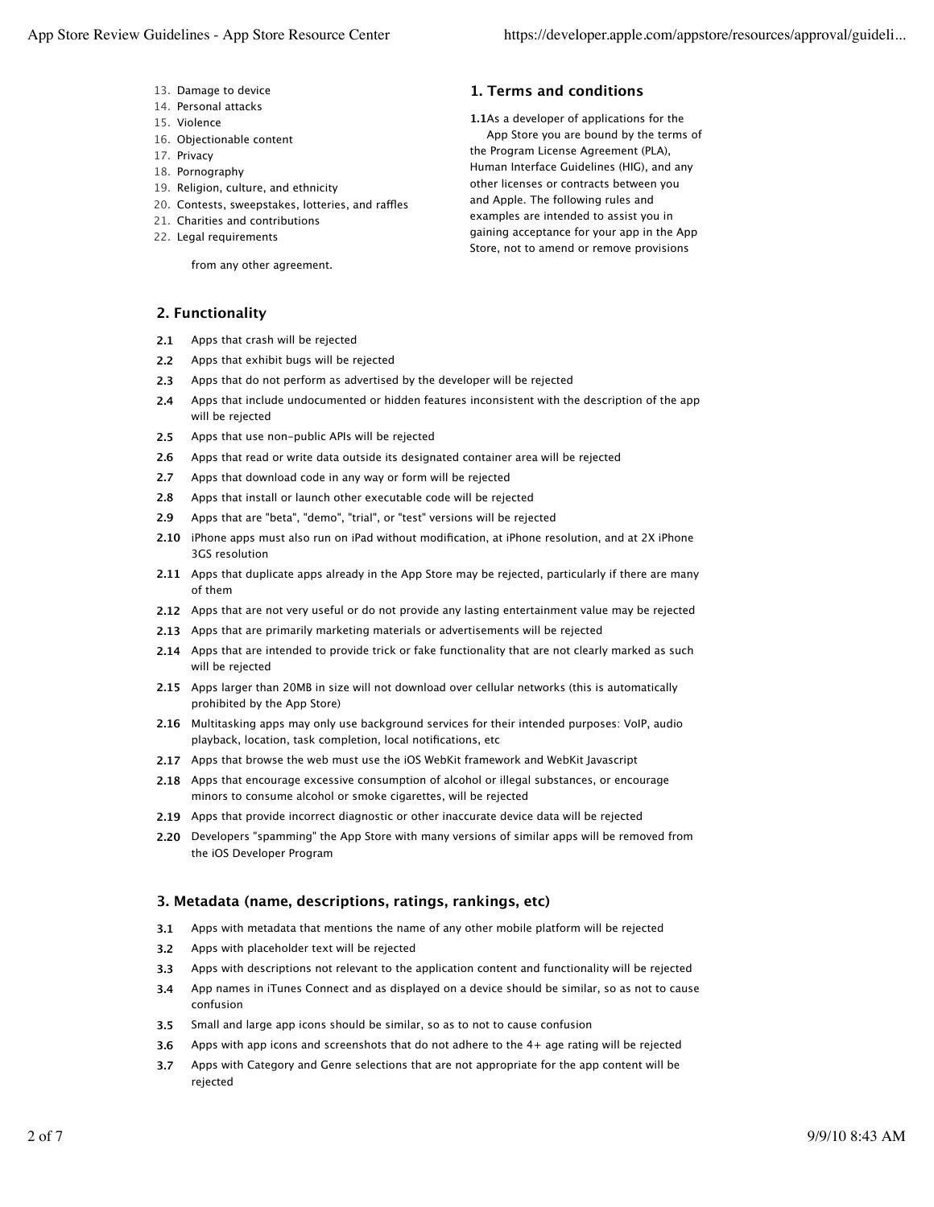13. Damage to device
14. Personal attacks
15. Violence
16. Objectionable content
17. Privacy
18. Pornography
19. Religion, culture, and ethnicity
20. Contests, sweepstakes, lotteries, and raffles
21. Charities and contributions
22. Legal requirements

## 1. Terms and conditions

**1.1** As a developer of applications for the App Store you are bound by the terms of the Program License Agreement (PLA), Human Interface Guidelines (HIG), and any other licenses or contracts between you and Apple. The following rules and examples are intended to assist you in gaining acceptance for your app in the App Store, not to amend or remove provisions from any other agreement.

## 2. Functionality

**2.1** Apps that crash will be rejected

**2.2** Apps that exhibit bugs will be rejected

**2.3** Apps that do not perform as advertised by the developer will be rejected

**2.4** Apps that include undocumented or hidden features inconsistent with the description of the app will be rejected

**2.5** Apps that use non-public APIs will be rejected

**2.6** Apps that read or write data outside its designated container area will be rejected

**2.7** Apps that download code in any way or form will be rejected

**2.8** Apps that install or launch other executable code will be rejected

**2.9** Apps that are "beta", "demo", "trial", or "test" versions will be rejected

**2.10** iPhone apps must also run on iPad without modification, at iPhone resolution, and at 2X iPhone 3GS resolution

**2.11** Apps that duplicate apps already in the App Store may be rejected, particularly if there are many of them

**2.12** Apps that are not very useful or do not provide any lasting entertainment value may be rejected

**2.13** Apps that are primarily marketing materials or advertisements will be rejected

**2.14** Apps that are intended to provide trick or fake functionality that are not clearly marked as such will be rejected

**2.15** Apps larger than 20MB in size will not download over cellular networks (this is automatically prohibited by the App Store)

**2.16** Multitasking apps may only use background services for their intended purposes: VoIP, audio playback, location, task completion, local notifications, etc

**2.17** Apps that browse the web must use the iOS WebKit framework and WebKit Javascript

**2.18** Apps that encourage excessive consumption of alcohol or illegal substances, or encourage minors to consume alcohol or smoke cigarettes, will be rejected

**2.19** Apps that provide incorrect diagnostic or other inaccurate device data will be rejected

**2.20** Developers "spamming" the App Store with many versions of similar apps will be removed from the iOS Developer Program

## 3. Metadata (name, descriptions, ratings, rankings, etc)

**3.1** Apps with metadata that mentions the name of any other mobile platform will be rejected

**3.2** Apps with placeholder text will be rejected

**3.3** Apps with descriptions not relevant to the application content and functionality will be rejected

**3.4** App names in iTunes Connect and as displayed on a device should be similar, so as not to cause confusion

**3.5** Small and large app icons should be similar, so as to not to cause confusion

**3.6** Apps with app icons and screenshots that do not adhere to the 4+ age rating will be rejected

**3.7** Apps with Category and Genre selections that are not appropriate for the app content will be rejected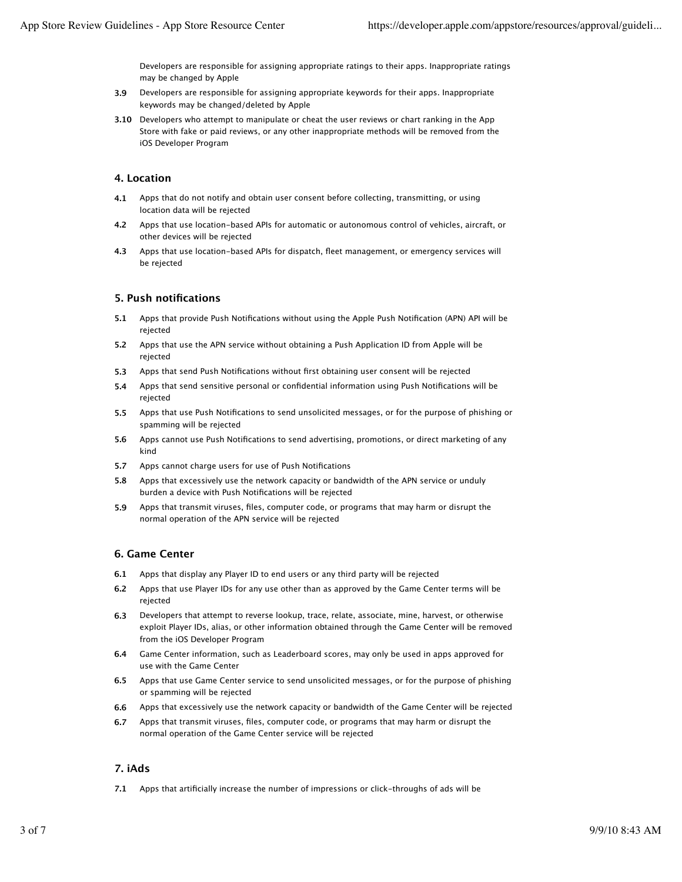Developers are responsible for assigning appropriate ratings to their apps. Inappropriate ratings may be changed by Apple

**3.9** Developers are responsible for assigning appropriate keywords for their apps. Inappropriate keywords may be changed/deleted by Apple

**3.10** Developers who attempt to manipulate or cheat the user reviews or chart ranking in the App Store with fake or paid reviews, or any other inappropriate methods will be removed from the iOS Developer Program

## 4. Location

**4.1** Apps that do not notify and obtain user consent before collecting, transmitting, or using location data will be rejected

**4.2** Apps that use location-based APIs for automatic or autonomous control of vehicles, aircraft, or other devices will be rejected

**4.3** Apps that use location-based APIs for dispatch, fleet management, or emergency services will be rejected

## 5. Push notifications

**5.1** Apps that provide Push Notifications without using the Apple Push Notification (APN) API will be rejected

**5.2** Apps that use the APN service without obtaining a Push Application ID from Apple will be rejected

**5.3** Apps that send Push Notifications without first obtaining user consent will be rejected

**5.4** Apps that send sensitive personal or confidential information using Push Notifications will be rejected

**5.5** Apps that use Push Notifications to send unsolicited messages, or for the purpose of phishing or spamming will be rejected

**5.6** Apps cannot use Push Notifications to send advertising, promotions, or direct marketing of any kind

**5.7** Apps cannot charge users for use of Push Notifications

**5.8** Apps that excessively use the network capacity or bandwidth of the APN service or unduly burden a device with Push Notifications will be rejected

**5.9** Apps that transmit viruses, files, computer code, or programs that may harm or disrupt the normal operation of the APN service will be rejected

## 6. Game Center

**6.1** Apps that display any Player ID to end users or any third party will be rejected

**6.2** Apps that use Player IDs for any use other than as approved by the Game Center terms will be rejected

**6.3** Developers that attempt to reverse lookup, trace, relate, associate, mine, harvest, or otherwise exploit Player IDs, alias, or other information obtained through the Game Center will be removed from the iOS Developer Program

**6.4** Game Center information, such as Leaderboard scores, may only be used in apps approved for use with the Game Center

**6.5** Apps that use Game Center service to send unsolicited messages, or for the purpose of phishing or spamming will be rejected

**6.6** Apps that excessively use the network capacity or bandwidth of the Game Center will be rejected

**6.7** Apps that transmit viruses, files, computer code, or programs that may harm or disrupt the normal operation of the Game Center service will be rejected

## 7. iAds

**7.1** Apps that artificially increase the number of impressions or click-throughs of ads will be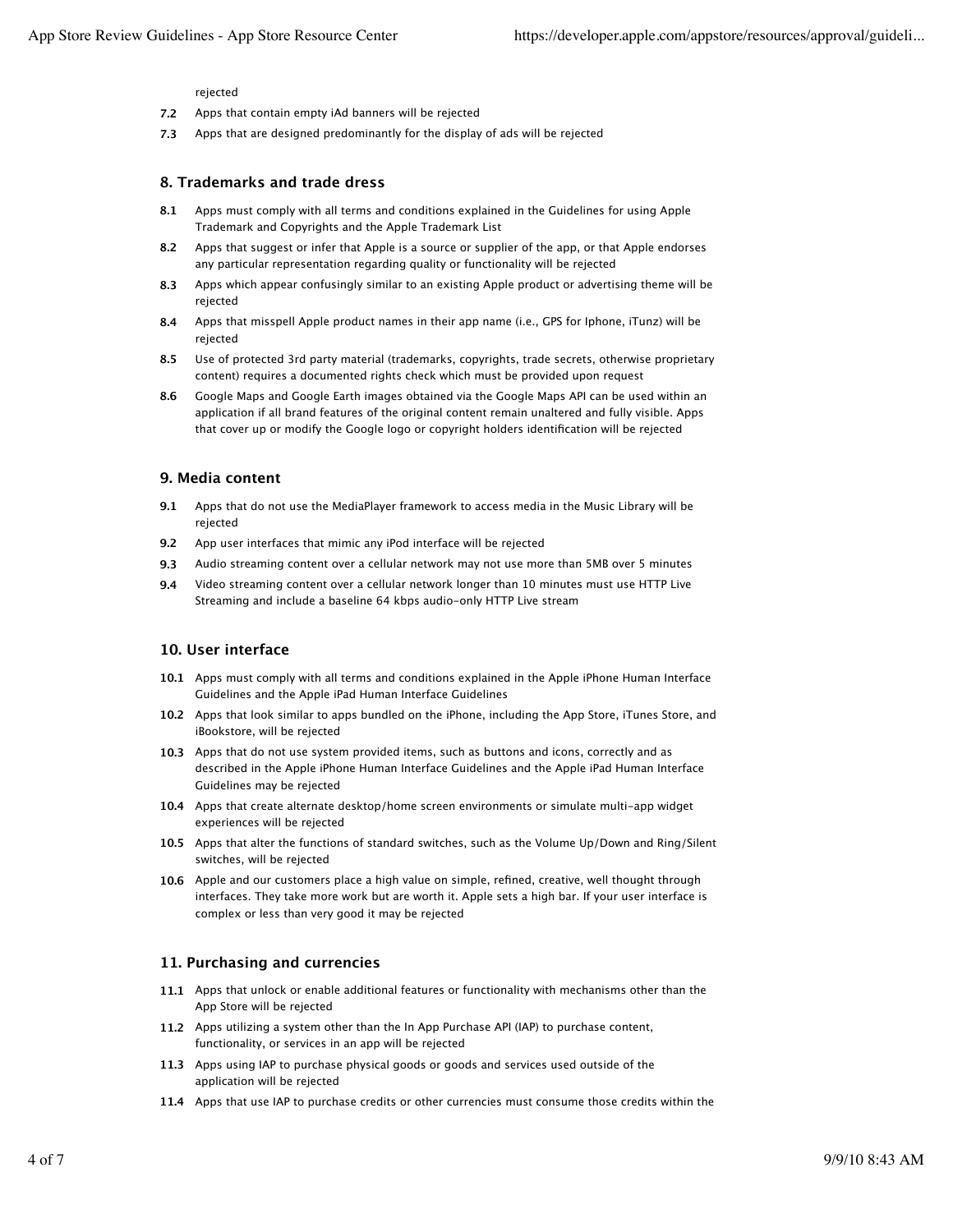rejected

**7.2** Apps that contain empty iAd banners will be rejected

**7.3** Apps that are designed predominantly for the display of ads will be rejected

## 8. Trademarks and trade dress

**8.1** Apps must comply with all terms and conditions explained in the Guidelines for using Apple Trademark and Copyrights and the Apple Trademark List

**8.2** Apps that suggest or infer that Apple is a source or supplier of the app, or that Apple endorses any particular representation regarding quality or functionality will be rejected

**8.3** Apps which appear confusingly similar to an existing Apple product or advertising theme will be rejected

**8.4** Apps that misspell Apple product names in their app name (i.e., GPS for Iphone, iTunz) will be rejected

**8.5** Use of protected 3rd party material (trademarks, copyrights, trade secrets, otherwise proprietary content) requires a documented rights check which must be provided upon request

**8.6** Google Maps and Google Earth images obtained via the Google Maps API can be used within an application if all brand features of the original content remain unaltered and fully visible. Apps that cover up or modify the Google logo or copyright holders identification will be rejected

## 9. Media content

**9.1** Apps that do not use the MediaPlayer framework to access media in the Music Library will be rejected

**9.2** App user interfaces that mimic any iPod interface will be rejected

**9.3** Audio streaming content over a cellular network may not use more than 5MB over 5 minutes

**9.4** Video streaming content over a cellular network longer than 10 minutes must use HTTP Live Streaming and include a baseline 64 kbps audio-only HTTP Live stream

## 10. User interface

**10.1** Apps must comply with all terms and conditions explained in the Apple iPhone Human Interface Guidelines and the Apple iPad Human Interface Guidelines

**10.2** Apps that look similar to apps bundled on the iPhone, including the App Store, iTunes Store, and iBookstore, will be rejected

**10.3** Apps that do not use system provided items, such as buttons and icons, correctly and as described in the Apple iPhone Human Interface Guidelines and the Apple iPad Human Interface Guidelines may be rejected

**10.4** Apps that create alternate desktop/home screen environments or simulate multi-app widget experiences will be rejected

**10.5** Apps that alter the functions of standard switches, such as the Volume Up/Down and Ring/Silent switches, will be rejected

**10.6** Apple and our customers place a high value on simple, refined, creative, well thought through interfaces. They take more work but are worth it. Apple sets a high bar. If your user interface is complex or less than very good it may be rejected

## 11. Purchasing and currencies

**11.1** Apps that unlock or enable additional features or functionality with mechanisms other than the App Store will be rejected

**11.2** Apps utilizing a system other than the In App Purchase API (IAP) to purchase content, functionality, or services in an app will be rejected

**11.3** Apps using IAP to purchase physical goods or goods and services used outside of the application will be rejected

**11.4** Apps that use IAP to purchase credits or other currencies must consume those credits within the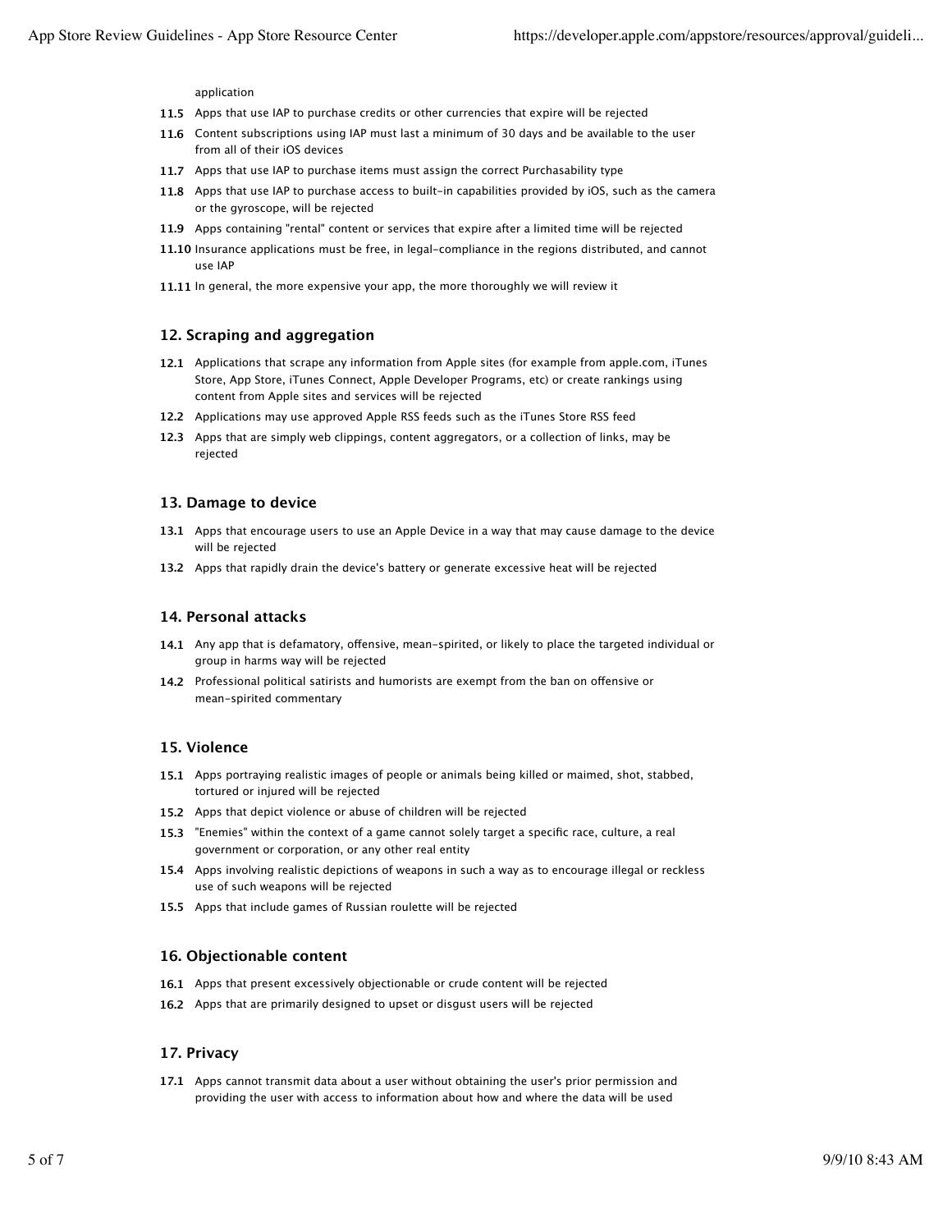application

**11.5** Apps that use IAP to purchase credits or other currencies that expire will be rejected

**11.6** Content subscriptions using IAP must last a minimum of 30 days and be available to the user from all of their iOS devices

**11.7** Apps that use IAP to purchase items must assign the correct Purchasability type

**11.8** Apps that use IAP to purchase access to built-in capabilities provided by iOS, such as the camera or the gyroscope, will be rejected

**11.9** Apps containing "rental" content or services that expire after a limited time will be rejected

**11.10** Insurance applications must be free, in legal-compliance in the regions distributed, and cannot use IAP

**11.11** In general, the more expensive your app, the more thoroughly we will review it

### 12. Scraping and aggregation

**12.1** Applications that scrape any information from Apple sites (for example from apple.com, iTunes Store, App Store, iTunes Connect, Apple Developer Programs, etc) or create rankings using content from Apple sites and services will be rejected

**12.2** Applications may use approved Apple RSS feeds such as the iTunes Store RSS feed

**12.3** Apps that are simply web clippings, content aggregators, or a collection of links, may be rejected

### 13. Damage to device

**13.1** Apps that encourage users to use an Apple Device in a way that may cause damage to the device will be rejected

**13.2** Apps that rapidly drain the device's battery or generate excessive heat will be rejected

### 14. Personal attacks

**14.1** Any app that is defamatory, offensive, mean-spirited, or likely to place the targeted individual or group in harms way will be rejected

**14.2** Professional political satirists and humorists are exempt from the ban on offensive or mean-spirited commentary

### 15. Violence

**15.1** Apps portraying realistic images of people or animals being killed or maimed, shot, stabbed, tortured or injured will be rejected

**15.2** Apps that depict violence or abuse of children will be rejected

**15.3** "Enemies" within the context of a game cannot solely target a specific race, culture, a real government or corporation, or any other real entity

**15.4** Apps involving realistic depictions of weapons in such a way as to encourage illegal or reckless use of such weapons will be rejected

**15.5** Apps that include games of Russian roulette will be rejected

### 16. Objectionable content

**16.1** Apps that present excessively objectionable or crude content will be rejected

**16.2** Apps that are primarily designed to upset or disgust users will be rejected

### 17. Privacy

**17.1** Apps cannot transmit data about a user without obtaining the user's prior permission and providing the user with access to information about how and where the data will be used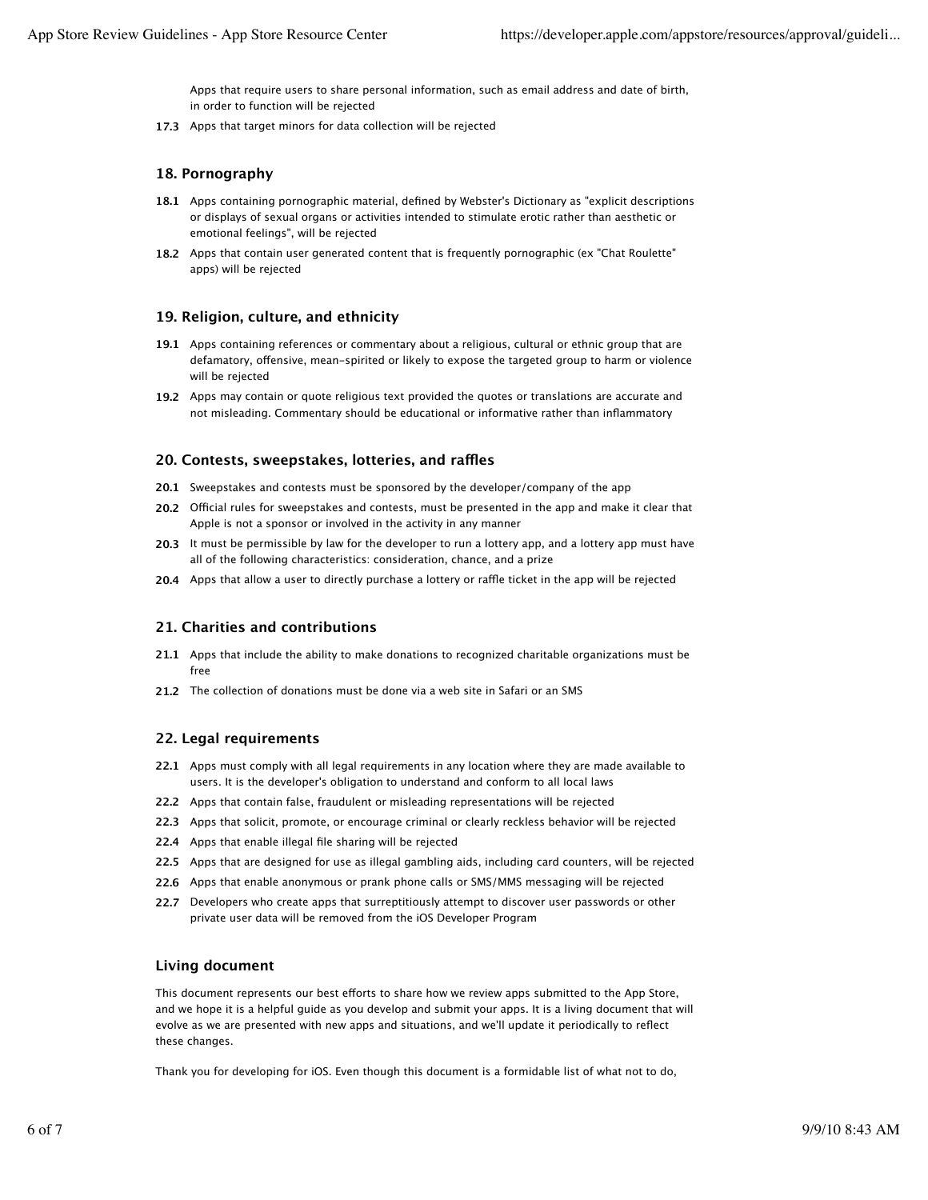Apps that require users to share personal information, such as email address and date of birth, in order to function will be rejected

**17.3** Apps that target minors for data collection will be rejected

### 18. Pornography

**18.1** Apps containing pornographic material, defined by Webster's Dictionary as "explicit descriptions or displays of sexual organs or activities intended to stimulate erotic rather than aesthetic or emotional feelings", will be rejected

**18.2** Apps that contain user generated content that is frequently pornographic (ex "Chat Roulette" apps) will be rejected

### 19. Religion, culture, and ethnicity

**19.1** Apps containing references or commentary about a religious, cultural or ethnic group that are defamatory, offensive, mean-spirited or likely to expose the targeted group to harm or violence will be rejected

**19.2** Apps may contain or quote religious text provided the quotes or translations are accurate and not misleading. Commentary should be educational or informative rather than inflammatory

### 20. Contests, sweepstakes, lotteries, and raffles

**20.1** Sweepstakes and contests must be sponsored by the developer/company of the app

**20.2** Official rules for sweepstakes and contests, must be presented in the app and make it clear that Apple is not a sponsor or involved in the activity in any manner

**20.3** It must be permissible by law for the developer to run a lottery app, and a lottery app must have all of the following characteristics: consideration, chance, and a prize

**20.4** Apps that allow a user to directly purchase a lottery or raffle ticket in the app will be rejected

### 21. Charities and contributions

**21.1** Apps that include the ability to make donations to recognized charitable organizations must be free

**21.2** The collection of donations must be done via a web site in Safari or an SMS

### 22. Legal requirements

**22.1** Apps must comply with all legal requirements in any location where they are made available to users. It is the developer's obligation to understand and conform to all local laws

**22.2** Apps that contain false, fraudulent or misleading representations will be rejected

**22.3** Apps that solicit, promote, or encourage criminal or clearly reckless behavior will be rejected

**22.4** Apps that enable illegal file sharing will be rejected

**22.5** Apps that are designed for use as illegal gambling aids, including card counters, will be rejected

**22.6** Apps that enable anonymous or prank phone calls or SMS/MMS messaging will be rejected

**22.7** Developers who create apps that surreptitiously attempt to discover user passwords or other private user data will be removed from the iOS Developer Program

### Living document

This document represents our best efforts to share how we review apps submitted to the App Store, and we hope it is a helpful guide as you develop and submit your apps. It is a living document that will evolve as we are presented with new apps and situations, and we'll update it periodically to reflect these changes.

Thank you for developing for iOS. Even though this document is a formidable list of what not to do,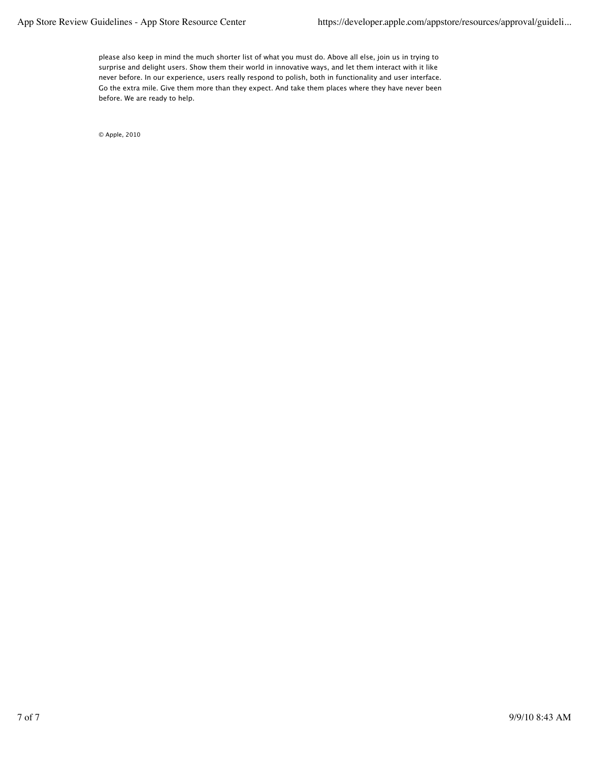please also keep in mind the much shorter list of what you must do. Above all else, join us in trying to surprise and delight users. Show them their world in innovative ways, and let them interact with it like never before. In our experience, users really respond to polish, both in functionality and user interface. Go the extra mile. Give them more than they expect. And take them places where they have never been before. We are ready to help.

© Apple, 2010